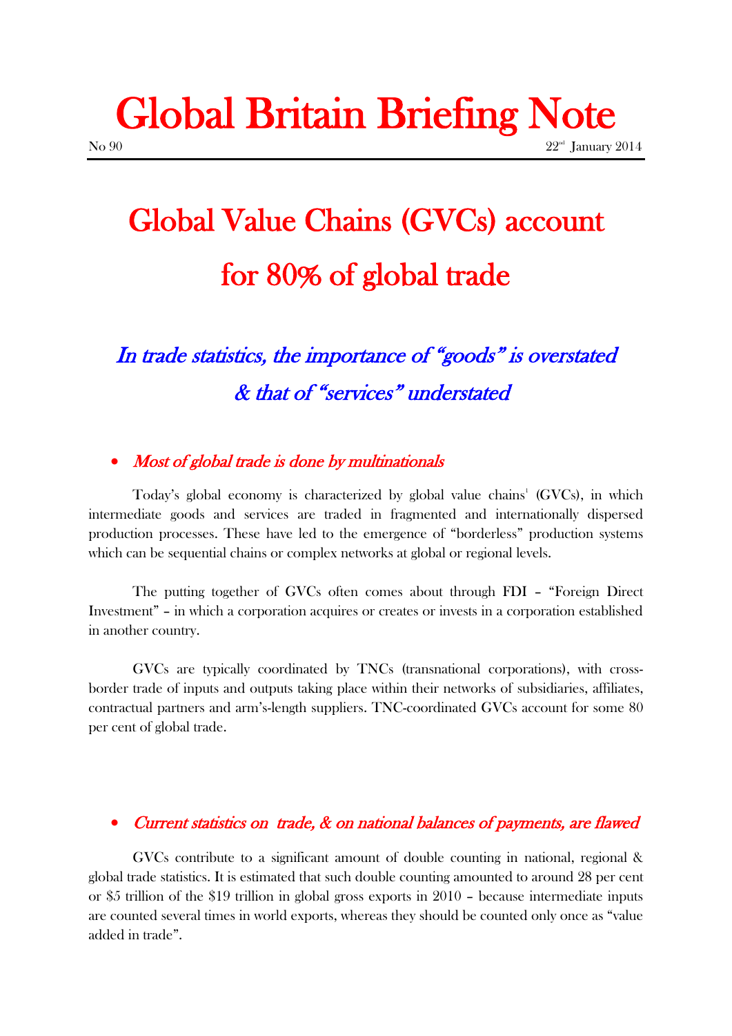# Global Britain Briefing Note

No 90 22nd January 2014

# Global Value Chains (GVCs) account for 80% of global trade

## *In trade statistics, the importance of "goods" is overstated & that of "services" understated*

- ***Most of global trade is done by multinationals***

Today's global economy is characterized by global value chains[1] (GVCs), in which intermediate goods and services are traded in fragmented and internationally dispersed production processes. These have led to the emergence of "borderless" production systems which can be sequential chains or complex networks at global or regional levels.

The putting together of GVCs often comes about through FDI – "Foreign Direct Investment" – in which a corporation acquires or creates or invests in a corporation established in another country.

GVCs are typically coordinated by TNCs (transnational corporations), with cross-border trade of inputs and outputs taking place within their networks of subsidiaries, affiliates, contractual partners and arm's-length suppliers. TNC-coordinated GVCs account for some 80 per cent of global trade.

- ***Current statistics on trade, & on national balances of payments, are flawed***

GVCs contribute to a significant amount of double counting in national, regional & global trade statistics. It is estimated that such double counting amounted to around 28 per cent or $5 trillion of the $19 trillion in global gross exports in 2010 – because intermediate inputs are counted several times in world exports, whereas they should be counted only once as "value added in trade".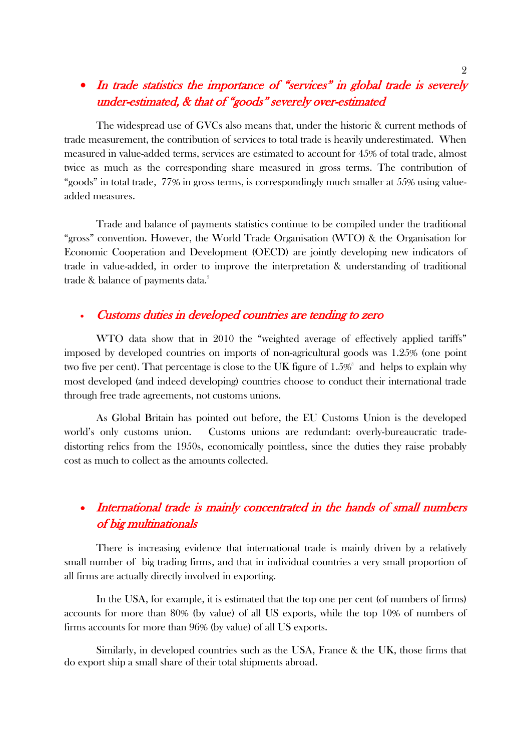- *In trade statistics the importance of "services" in global trade is severely under-estimated, & that of "goods" severely over-estimated*

The widespread use of GVCs also means that, under the historic & current methods of trade measurement, the contribution of services to total trade is heavily underestimated. When measured in value-added terms, services are estimated to account for 45% of total trade, almost twice as much as the corresponding share measured in gross terms. The contribution of "goods" in total trade, 77% in gross terms, is correspondingly much smaller at 55% using value-added measures.

Trade and balance of payments statistics continue to be compiled under the traditional "gross" convention. However, the World Trade Organisation (WTO) & the Organisation for Economic Cooperation and Development (OECD) are jointly developing new indicators of trade in value-added, in order to improve the interpretation & understanding of traditional trade & balance of payments data.[2]

- *Customs duties in developed countries are tending to zero*

WTO data show that in 2010 the "weighted average of effectively applied tariffs" imposed by developed countries on imports of non-agricultural goods was 1.25% (one point two five per cent). That percentage is close to the UK figure of 1.5%[3] and helps to explain why most developed (and indeed developing) countries choose to conduct their international trade through free trade agreements, not customs unions.

As Global Britain has pointed out before, the EU Customs Union is the developed world's only customs union. Customs unions are redundant: overly-bureaucratic trade-distorting relics from the 1950s, economically pointless, since the duties they raise probably cost as much to collect as the amounts collected.

- *International trade is mainly concentrated in the hands of small numbers of big multinationals*

There is increasing evidence that international trade is mainly driven by a relatively small number of big trading firms, and that in individual countries a very small proportion of all firms are actually directly involved in exporting.

In the USA, for example, it is estimated that the top one per cent (of numbers of firms) accounts for more than 80% (by value) of all US exports, while the top 10% of numbers of firms accounts for more than 96% (by value) of all US exports.

Similarly, in developed countries such as the USA, France & the UK, those firms that do export ship a small share of their total shipments abroad.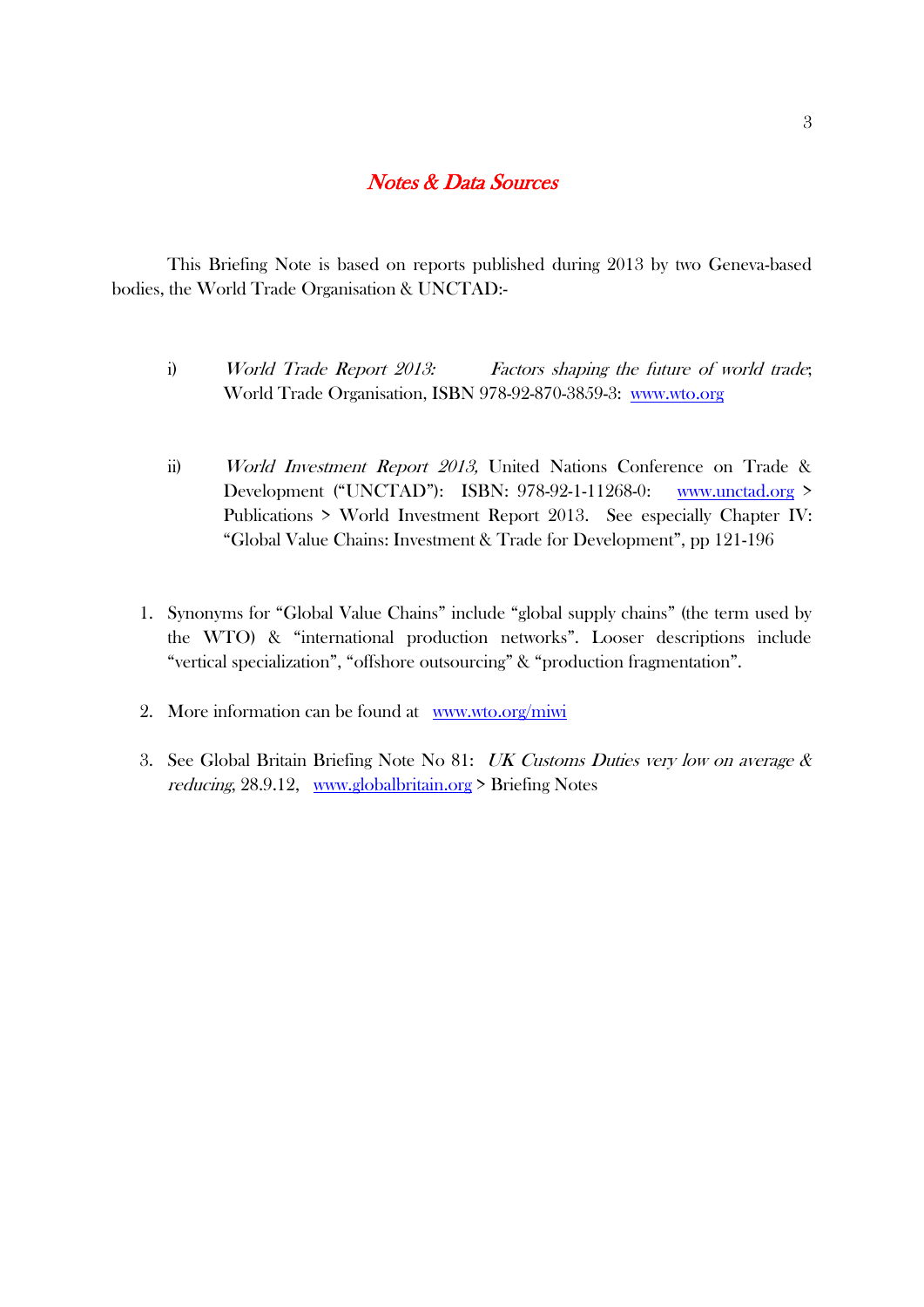## *Notes & Data Sources*

This Briefing Note is based on reports published during 2013 by two Geneva-based bodies, the World Trade Organisation & UNCTAD:-

i) *World Trade Report 2013: Factors shaping the future of world trade*; World Trade Organisation, ISBN 978-92-870-3859-3: www.wto.org

ii) *World Investment Report 2013,* United Nations Conference on Trade & Development ("UNCTAD"): ISBN: 978-92-1-11268-0: www.unctad.org > Publications > World Investment Report 2013. See especially Chapter IV: "Global Value Chains: Investment & Trade for Development", pp 121-196

1. Synonyms for "Global Value Chains" include "global supply chains" (the term used by the WTO) & "international production networks". Looser descriptions include "vertical specialization", "offshore outsourcing" & "production fragmentation".

2. More information can be found at www.wto.org/miwi

3. See Global Britain Briefing Note No 81: *UK Customs Duties very low on average & reducing*, 28.9.12, www.globalbritain.org > Briefing Notes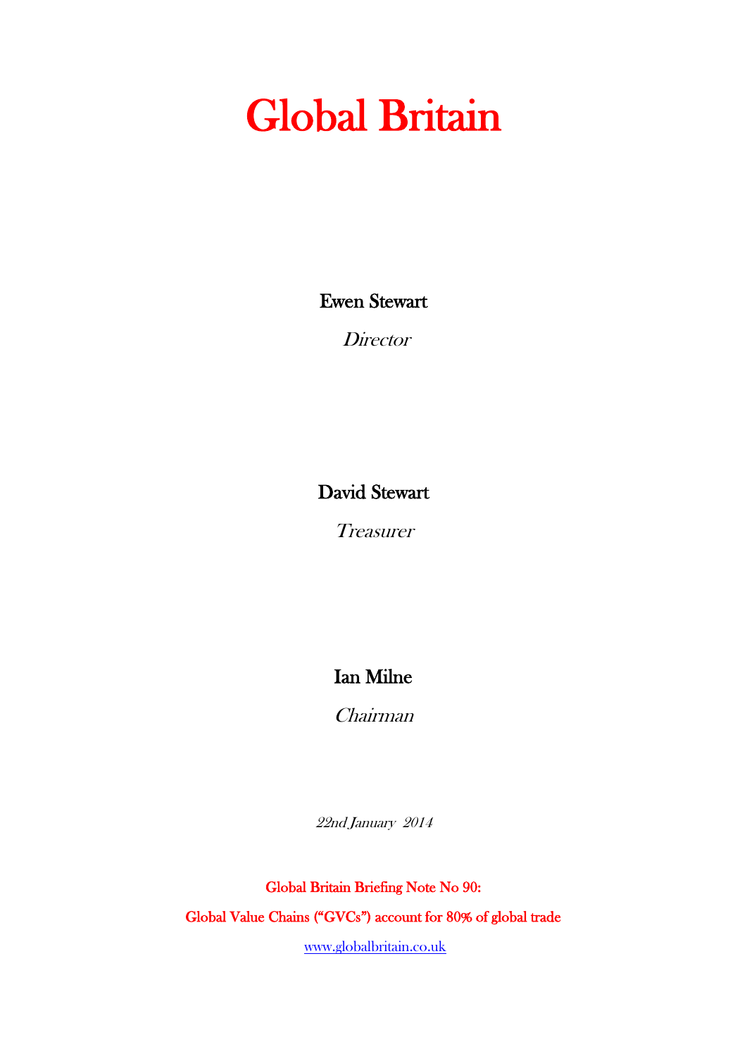# Global Britain

**Ewen Stewart**

*Director*

**David Stewart**

*Treasurer*

**Ian Milne**

*Chairman*

*22nd January 2014*

**Global Britain Briefing Note No 90:**

**Global Value Chains ("GVCs") account for 80% of global trade**

www.globalbritain.co.uk